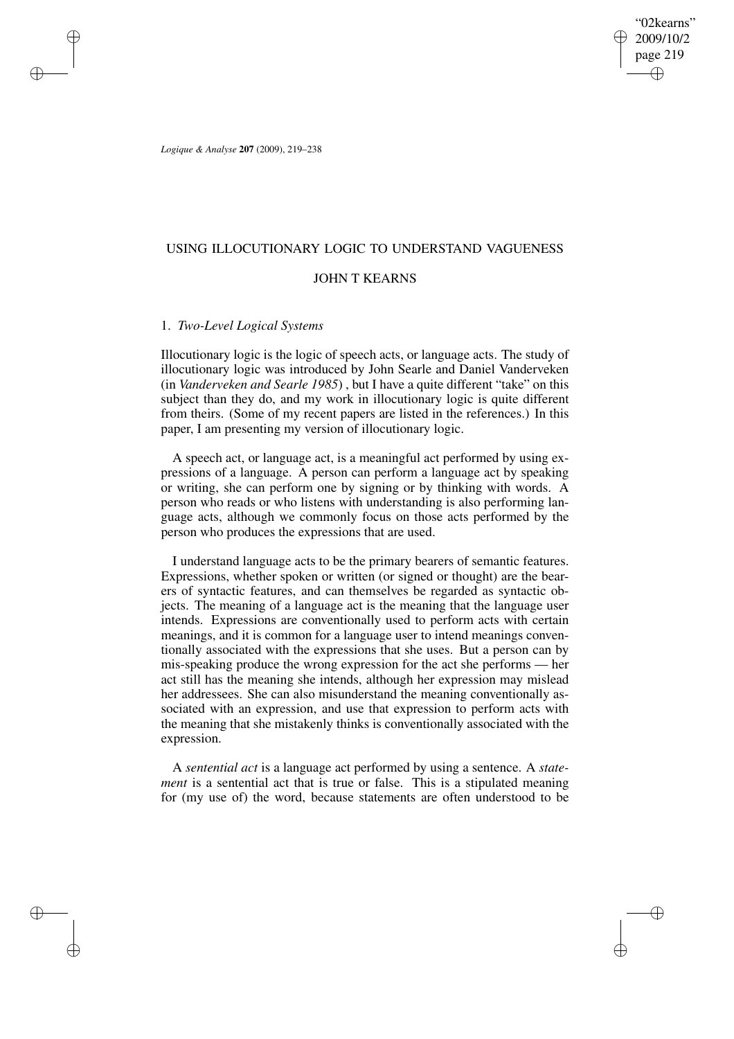# USING ILLOCUTIONARY LOGIC TO UNDERSTAND VAGUENESS

## JOHN T KEARNS

### 1. *Two-Level Logical Systems*

Illocutionary logic is the logic of speech acts, or language acts. The study of illocutionary logic was introduced by John Searle and Daniel Vanderveken (in *Vanderveken and Searle 1985*) , but I have a quite different "take" on this subject than they do, and my work in illocutionary logic is quite different from theirs. (Some of my recent papers are listed in the references.) In this paper, I am presenting my version of illocutionary logic.

A speech act, or language act, is a meaningful act performed by using expressions of a language. A person can perform a language act by speaking or writing, she can perform one by signing or by thinking with words. A person who reads or who listens with understanding is also performing language acts, although we commonly focus on those acts performed by the person who produces the expressions that are used.

I understand language acts to be the primary bearers of semantic features. Expressions, whether spoken or written (or signed or thought) are the bearers of syntactic features, and can themselves be regarded as syntactic objects. The meaning of a language act is the meaning that the language user intends. Expressions are conventionally used to perform acts with certain meanings, and it is common for a language user to intend meanings conventionally associated with the expressions that she uses. But a person can by mis-speaking produce the wrong expression for the act she performs — her act still has the meaning she intends, although her expression may mislead her addressees. She can also misunderstand the meaning conventionally associated with an expression, and use that expression to perform acts with the meaning that she mistakenly thinks is conventionally associated with the expression.

A *sentential act* is a language act performed by using a sentence. A *statement* is a sentential act that is true or false. This is a stipulated meaning for (my use of) the word, because statements are often understood to be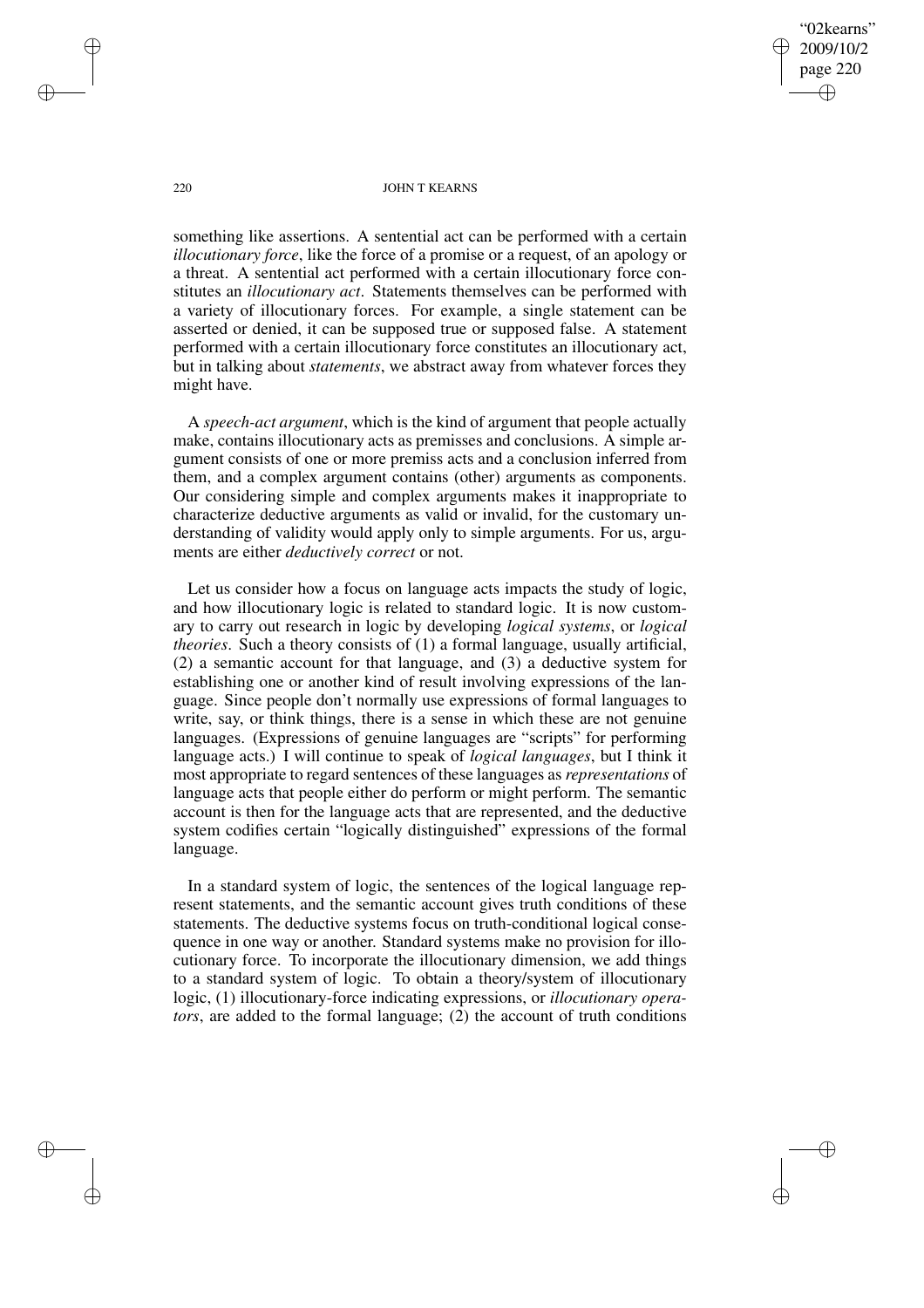something like assertions. A sentential act can be performed with a certain *illocutionary force*, like the force of a promise or a request, of an apology or a threat. A sentential act performed with a certain illocutionary force constitutes an *illocutionary act*. Statements themselves can be performed with a variety of illocutionary forces. For example, a single statement can be asserted or denied, it can be supposed true or supposed false. A statement performed with a certain illocutionary force constitutes an illocutionary act, but in talking about *statements*, we abstract away from whatever forces they might have.

A *speech-act argument*, which is the kind of argument that people actually make, contains illocutionary acts as premisses and conclusions. A simple argument consists of one or more premiss acts and a conclusion inferred from them, and a complex argument contains (other) arguments as components. Our considering simple and complex arguments makes it inappropriate to characterize deductive arguments as valid or invalid, for the customary understanding of validity would apply only to simple arguments. For us, arguments are either *deductively correct* or not.

Let us consider how a focus on language acts impacts the study of logic, and how illocutionary logic is related to standard logic. It is now customary to carry out research in logic by developing *logical systems*, or *logical theories*. Such a theory consists of (1) a formal language, usually artificial, (2) a semantic account for that language, and (3) a deductive system for establishing one or another kind of result involving expressions of the language. Since people don't normally use expressions of formal languages to write, say, or think things, there is a sense in which these are not genuine languages. (Expressions of genuine languages are "scripts" for performing language acts.) I will continue to speak of *logical languages*, but I think it most appropriate to regard sentences of these languages as *representations* of language acts that people either do perform or might perform. The semantic account is then for the language acts that are represented, and the deductive system codifies certain "logically distinguished" expressions of the formal language.

In a standard system of logic, the sentences of the logical language represent statements, and the semantic account gives truth conditions of these statements. The deductive systems focus on truth-conditional logical consequence in one way or another. Standard systems make no provision for illocutionary force. To incorporate the illocutionary dimension, we add things to a standard system of logic. To obtain a theory/system of illocutionary logic, (1) illocutionary-force indicating expressions, or *illocutionary operators*, are added to the formal language; (2) the account of truth conditions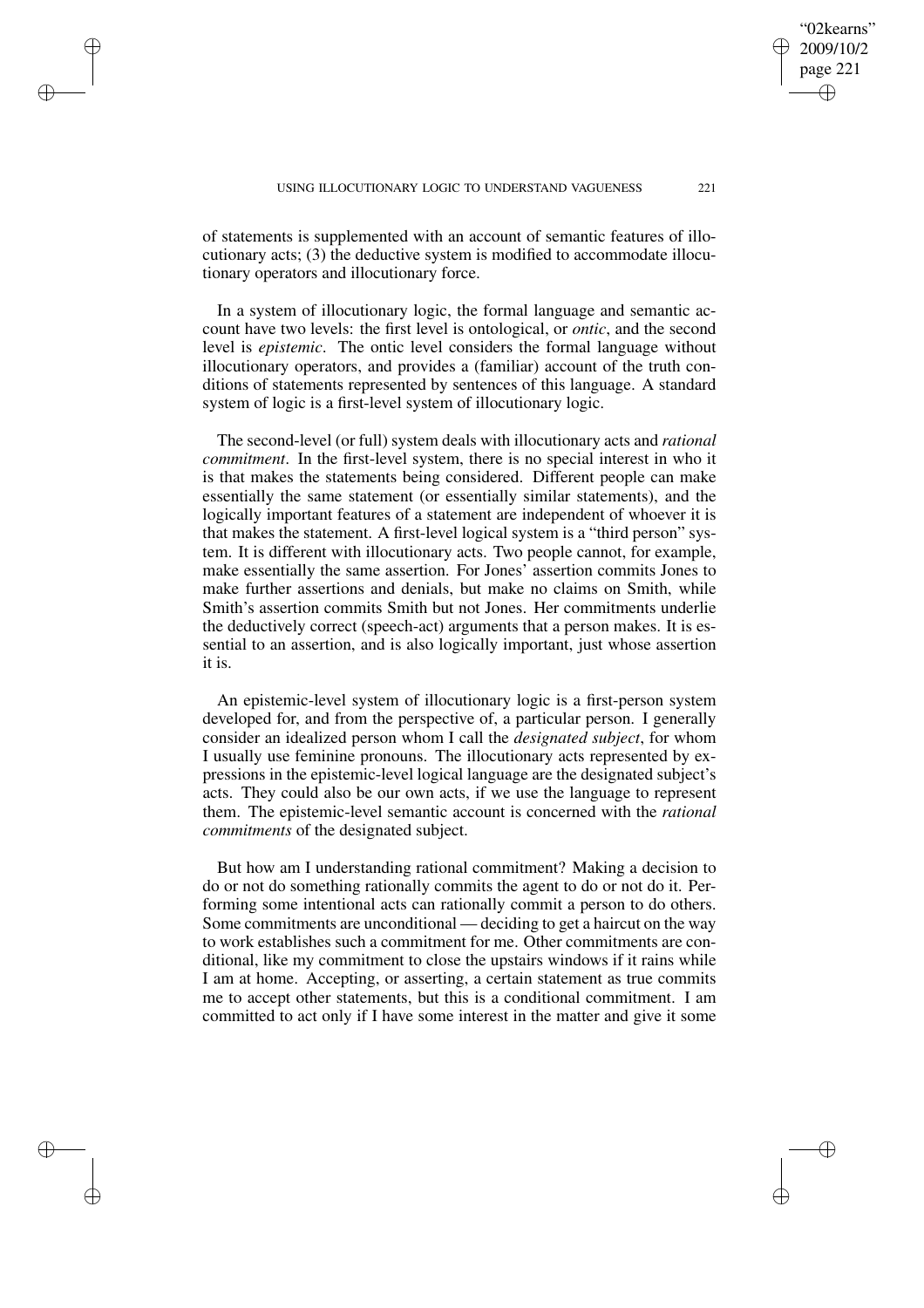of statements is supplemented with an account of semantic features of illocutionary acts; (3) the deductive system is modified to accommodate illocutionary operators and illocutionary force.

In a system of illocutionary logic, the formal language and semantic account have two levels: the first level is ontological, or *ontic*, and the second level is *epistemic*. The ontic level considers the formal language without illocutionary operators, and provides a (familiar) account of the truth conditions of statements represented by sentences of this language. A standard system of logic is a first-level system of illocutionary logic.

The second-level (or full) system deals with illocutionary acts and *rational commitment*. In the first-level system, there is no special interest in who it is that makes the statements being considered. Different people can make essentially the same statement (or essentially similar statements), and the logically important features of a statement are independent of whoever it is that makes the statement. A first-level logical system is a "third person" system. It is different with illocutionary acts. Two people cannot, for example, make essentially the same assertion. For Jones' assertion commits Jones to make further assertions and denials, but make no claims on Smith, while Smith's assertion commits Smith but not Jones. Her commitments underlie the deductively correct (speech-act) arguments that a person makes. It is essential to an assertion, and is also logically important, just whose assertion it is.

An epistemic-level system of illocutionary logic is a first-person system developed for, and from the perspective of, a particular person. I generally consider an idealized person whom I call the *designated subject*, for whom I usually use feminine pronouns. The illocutionary acts represented by expressions in the epistemic-level logical language are the designated subject's acts. They could also be our own acts, if we use the language to represent them. The epistemic-level semantic account is concerned with the *rational commitments* of the designated subject.

But how am I understanding rational commitment? Making a decision to do or not do something rationally commits the agent to do or not do it. Performing some intentional acts can rationally commit a person to do others. Some commitments are unconditional — deciding to get a haircut on the way to work establishes such a commitment for me. Other commitments are conditional, like my commitment to close the upstairs windows if it rains while I am at home. Accepting, or asserting, a certain statement as true commits me to accept other statements, but this is a conditional commitment. I am committed to act only if I have some interest in the matter and give it some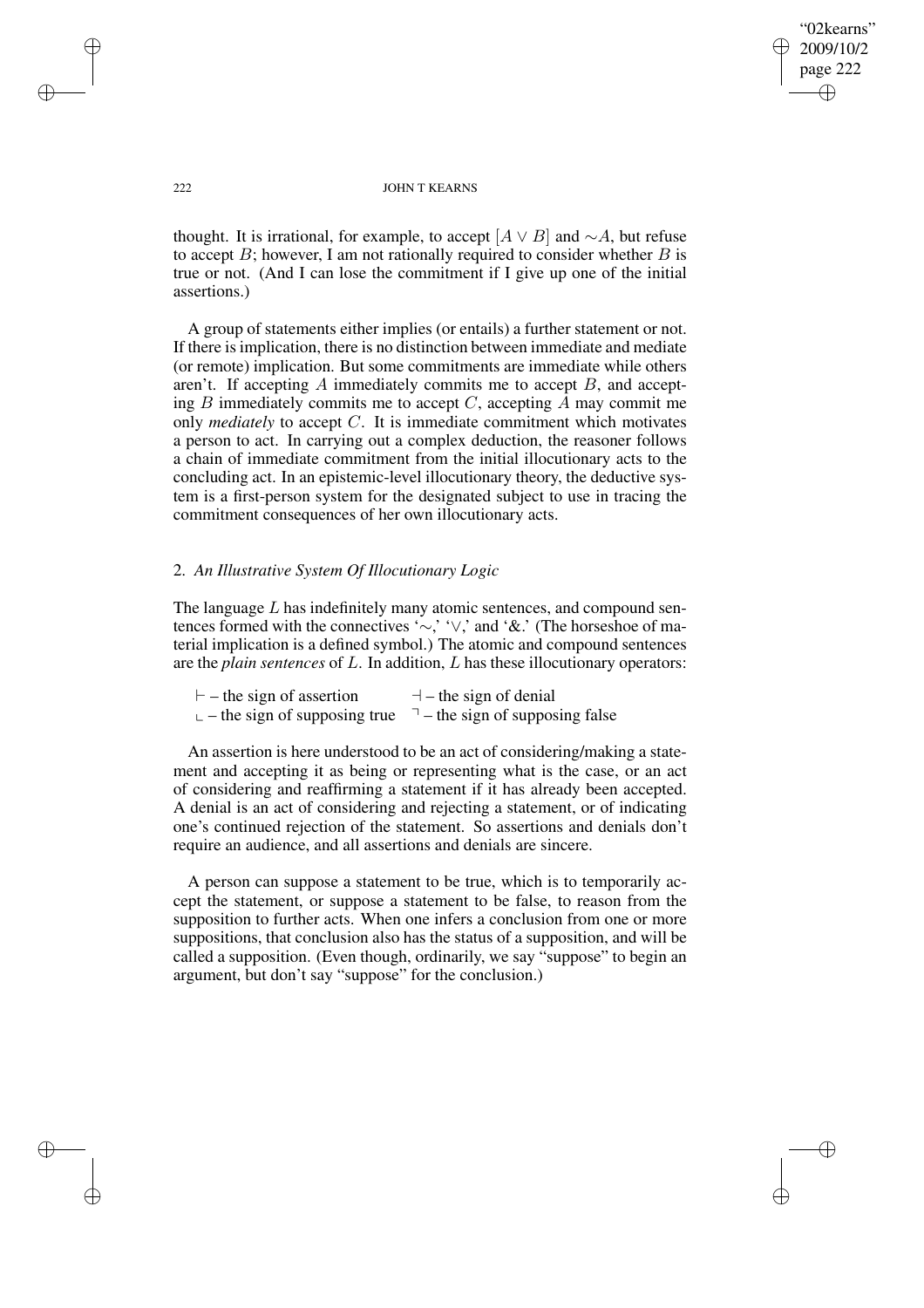thought. It is irrational, for example, to accept $[A \vee B]$ and $\sim A$, but refuse to accept $B$; however, I am not rationally required to consider whether $B$ is true or not. (And I can lose the commitment if I give up one of the initial assertions.)

A group of statements either implies (or entails) a further statement or not. If there is implication, there is no distinction between immediate and mediate (or remote) implication. But some commitments are immediate while others aren't. If accepting $A$ immediately commits me to accept $B$, and accepting $B$ immediately commits me to accept $C$, accepting $A$ may commit me only *mediately* to accept $C$. It is immediate commitment which motivates a person to act. In carrying out a complex deduction, the reasoner follows a chain of immediate commitment from the initial illocutionary acts to the concluding act. In an epistemic-level illocutionary theory, the deductive system is a first-person system for the designated subject to use in tracing the commitment consequences of her own illocutionary acts.

## 2. *An Illustrative System Of Illocutionary Logic*

The language $L$ has indefinitely many atomic sentences, and compound sentences formed with the connectives '$\sim$,' '$\vee$,' and '&.' (The horseshoe of material implication is a defined symbol.) The atomic and compound sentences are the *plain sentences* of $L$. In addition, $L$ has these illocutionary operators:

$\vdash$ – the sign of assertion $\quad$ $\dashv$ – the sign of denial
$\llcorner$ – the sign of supposing true $\quad$ $\urcorner$ – the sign of supposing false

An assertion is here understood to be an act of considering/making a statement and accepting it as being or representing what is the case, or an act of considering and reaffirming a statement if it has already been accepted. A denial is an act of considering and rejecting a statement, or of indicating one's continued rejection of the statement. So assertions and denials don't require an audience, and all assertions and denials are sincere.

A person can suppose a statement to be true, which is to temporarily accept the statement, or suppose a statement to be false, to reason from the supposition to further acts. When one infers a conclusion from one or more suppositions, that conclusion also has the status of a supposition, and will be called a supposition. (Even though, ordinarily, we say "suppose" to begin an argument, but don't say "suppose" for the conclusion.)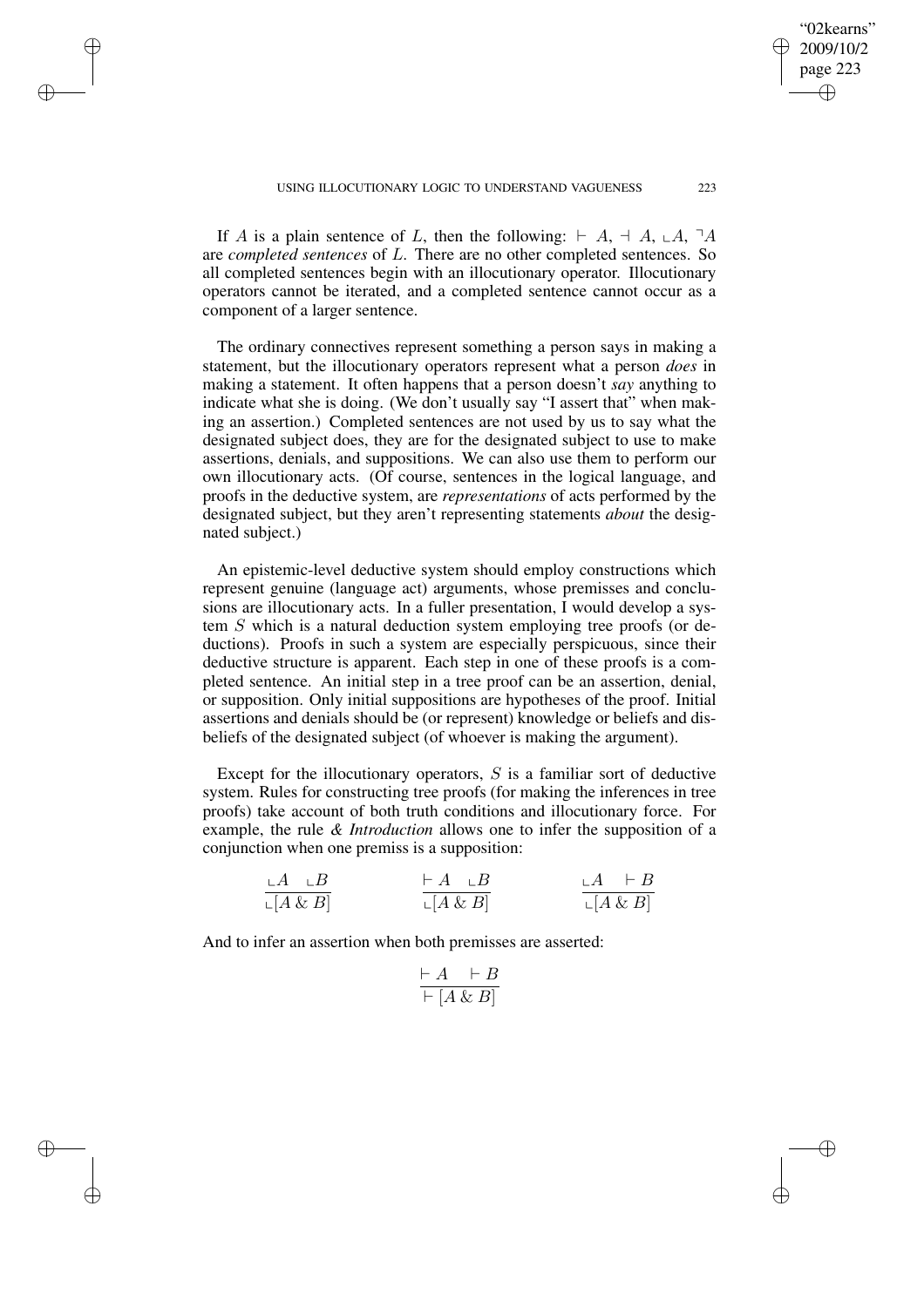If $A$ is a plain sentence of $L$, then the following: $\vdash A$, $\dashv A$, $\llcorner A$, $\urcorner A$ are *completed sentences* of $L$. There are no other completed sentences. So all completed sentences begin with an illocutionary operator. Illocutionary operators cannot be iterated, and a completed sentence cannot occur as a component of a larger sentence.

The ordinary connectives represent something a person says in making a statement, but the illocutionary operators represent what a person *does* in making a statement. It often happens that a person doesn't *say* anything to indicate what she is doing. (We don't usually say "I assert that" when making an assertion.) Completed sentences are not used by us to say what the designated subject does, they are for the designated subject to use to make assertions, denials, and suppositions. We can also use them to perform our own illocutionary acts. (Of course, sentences in the logical language, and proofs in the deductive system, are *representations* of acts performed by the designated subject, but they aren't representing statements *about* the designated subject.)

An epistemic-level deductive system should employ constructions which represent genuine (language act) arguments, whose premisses and conclusions are illocutionary acts. In a fuller presentation, I would develop a system $S$ which is a natural deduction system employing tree proofs (or deductions). Proofs in such a system are especially perspicuous, since their deductive structure is apparent. Each step in one of these proofs is a completed sentence. An initial step in a tree proof can be an assertion, denial, or supposition. Only initial suppositions are hypotheses of the proof. Initial assertions and denials should be (or represent) knowledge or beliefs and disbeliefs of the designated subject (of whoever is making the argument).

Except for the illocutionary operators, $S$ is a familiar sort of deductive system. Rules for constructing tree proofs (for making the inferences in tree proofs) take account of both truth conditions and illocutionary force. For example, the rule *& Introduction* allows one to infer the supposition of a conjunction when one premiss is a supposition:

$$\frac{\llcorner A \quad \llcorner B}{\llcorner [A \,\&\, B]} \qquad\qquad \frac{\vdash A \quad \llcorner B}{\llcorner [A \,\&\, B]} \qquad\qquad \frac{\llcorner A \quad \vdash B}{\llcorner [A \,\&\, B]}$$

And to infer an assertion when both premisses are asserted:

$$\frac{\vdash A \quad \vdash B}{\vdash [A \,\&\, B]}$$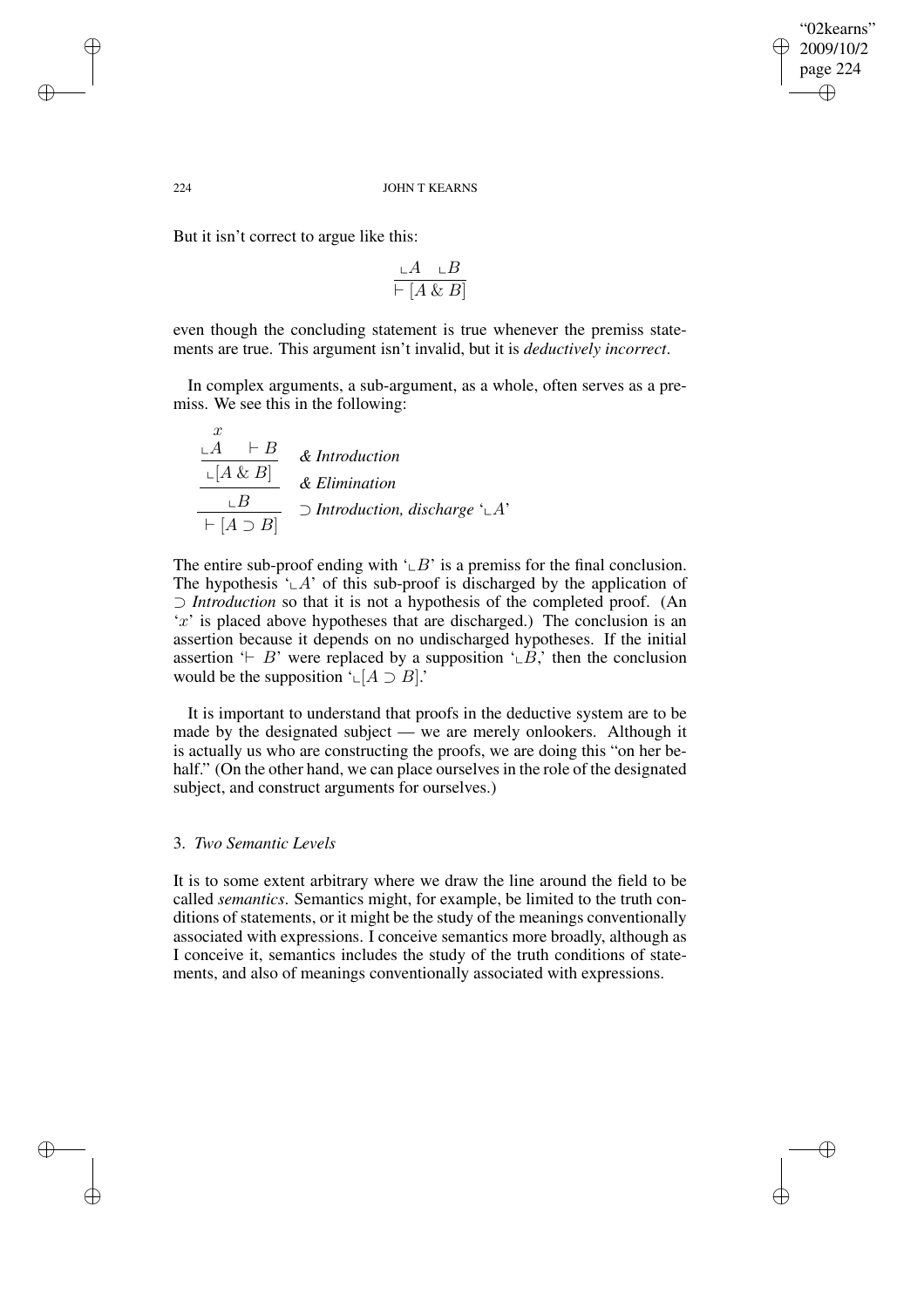But it isn't correct to argue like this:

$$\frac{\llcorner A \quad \llcorner B}{\vdash [A \,\&\, B]}$$

even though the concluding statement is true whenever the premiss statements are true. This argument isn't invalid, but it is *deductively incorrect*.

In complex arguments, a sub-argument, as a whole, often serves as a premiss. We see this in the following:

$$\dfrac{\dfrac{\dfrac{\overset{x}{\llcorner A} \quad \vdash B}{\llcorner [A \,\&\, B]}\ \textit{\& Introduction}}{\llcorner B}\ \textit{\& Elimination}}{\vdash [A \supset B]}\ \supset \textit{Introduction, discharge } `\llcorner A\text{'}$$

The entire sub-proof ending with '$\llcorner B$' is a premiss for the final conclusion. The hypothesis '$\llcorner A$' of this sub-proof is discharged by the application of $\supset$ *Introduction* so that it is not a hypothesis of the completed proof. (An '$x$' is placed above hypotheses that are discharged.) The conclusion is an assertion because it depends on no undischarged hypotheses. If the initial assertion '$\vdash B$' were replaced by a supposition '$\llcorner B$,' then the conclusion would be the supposition '$\llcorner [A \supset B]$.'

It is important to understand that proofs in the deductive system are to be made by the designated subject — we are merely onlookers. Although it is actually us who are constructing the proofs, we are doing this "on her behalf." (On the other hand, we can place ourselves in the role of the designated subject, and construct arguments for ourselves.)

## 3. *Two Semantic Levels*

It is to some extent arbitrary where we draw the line around the field to be called *semantics*. Semantics might, for example, be limited to the truth conditions of statements, or it might be the study of the meanings conventionally associated with expressions. I conceive semantics more broadly, although as I conceive it, semantics includes the study of the truth conditions of statements, and also of meanings conventionally associated with expressions.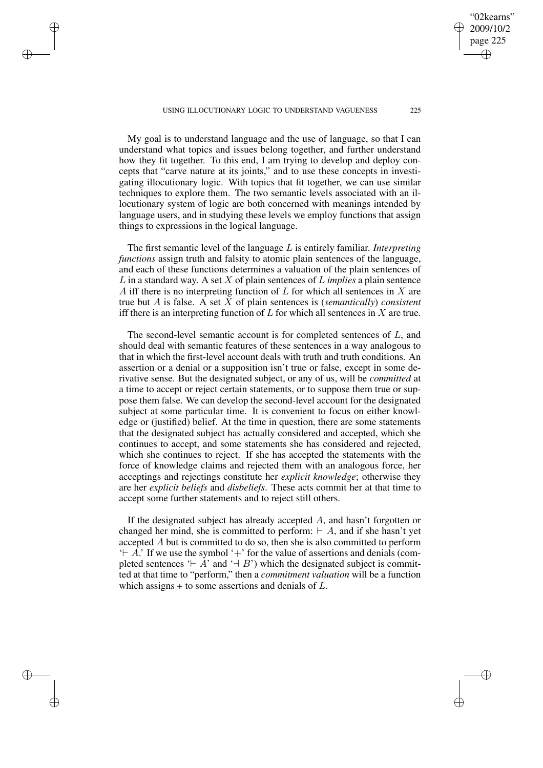My goal is to understand language and the use of language, so that I can understand what topics and issues belong together, and further understand how they fit together. To this end, I am trying to develop and deploy concepts that "carve nature at its joints," and to use these concepts in investigating illocutionary logic. With topics that fit together, we can use similar techniques to explore them. The two semantic levels associated with an illocutionary system of logic are both concerned with meanings intended by language users, and in studying these levels we employ functions that assign things to expressions in the logical language.

The first semantic level of the language $L$ is entirely familiar. *Interpreting functions* assign truth and falsity to atomic plain sentences of the language, and each of these functions determines a valuation of the plain sentences of $L$ in a standard way. A set $X$ of plain sentences of $L$ *implies* a plain sentence $A$ iff there is no interpreting function of $L$ for which all sentences in $X$ are true but $A$ is false. A set $X$ of plain sentences is (*semantically*) *consistent* iff there is an interpreting function of $L$ for which all sentences in $X$ are true.

The second-level semantic account is for completed sentences of $L$, and should deal with semantic features of these sentences in a way analogous to that in which the first-level account deals with truth and truth conditions. An assertion or a denial or a supposition isn't true or false, except in some derivative sense. But the designated subject, or any of us, will be *committed* at a time to accept or reject certain statements, or to suppose them true or suppose them false. We can develop the second-level account for the designated subject at some particular time. It is convenient to focus on either knowledge or (justified) belief. At the time in question, there are some statements that the designated subject has actually considered and accepted, which she continues to accept, and some statements she has considered and rejected, which she continues to reject. If she has accepted the statements with the force of knowledge claims and rejected them with an analogous force, her acceptings and rejectings constitute her *explicit knowledge*; otherwise they are her *explicit beliefs* and *disbeliefs*. These acts commit her at that time to accept some further statements and to reject still others.

If the designated subject has already accepted $A$, and hasn't forgotten or changed her mind, she is committed to perform: $\vdash A$, and if she hasn't yet accepted $A$ but is committed to do so, then she is also committed to perform '$\vdash A$.' If we use the symbol '$+$' for the value of assertions and denials (completed sentences '$\vdash A$' and '$\dashv B$') which the designated subject is committed at that time to "perform," then a *commitment valuation* will be a function which assigns + to some assertions and denials of $L$.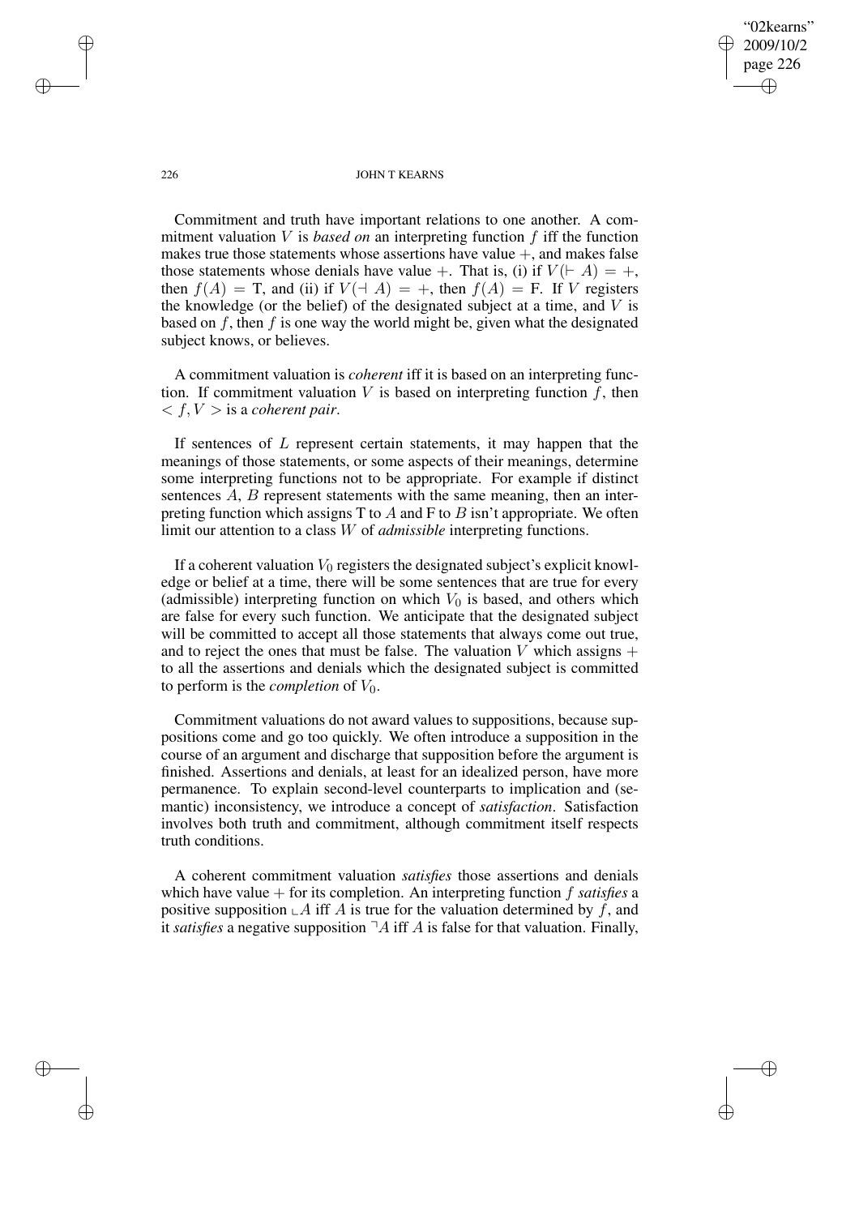Commitment and truth have important relations to one another. A commitment valuation $V$ is *based on* an interpreting function $f$ iff the function makes true those statements whose assertions have value $+$, and makes false those statements whose denials have value $+$. That is, (i) if $V(\vdash A) = +$, then $f(A) = \text{T}$, and (ii) if $V(\dashv A) = +$, then $f(A) = \text{F}$. If $V$ registers the knowledge (or the belief) of the designated subject at a time, and $V$ is based on $f$, then $f$ is one way the world might be, given what the designated subject knows, or believes.

A commitment valuation is *coherent* iff it is based on an interpreting function. If commitment valuation $V$ is based on interpreting function $f$, then $< f, V >$ is a *coherent pair*.

If sentences of $L$ represent certain statements, it may happen that the meanings of those statements, or some aspects of their meanings, determine some interpreting functions not to be appropriate. For example if distinct sentences $A$, $B$ represent statements with the same meaning, then an interpreting function which assigns T to $A$ and F to $B$ isn't appropriate. We often limit our attention to a class $W$ of *admissible* interpreting functions.

If a coherent valuation $V_0$ registers the designated subject's explicit knowledge or belief at a time, there will be some sentences that are true for every (admissible) interpreting function on which $V_0$ is based, and others which are false for every such function. We anticipate that the designated subject will be committed to accept all those statements that always come out true, and to reject the ones that must be false. The valuation $V$ which assigns $+$ to all the assertions and denials which the designated subject is committed to perform is the *completion* of $V_0$.

Commitment valuations do not award values to suppositions, because suppositions come and go too quickly. We often introduce a supposition in the course of an argument and discharge that supposition before the argument is finished. Assertions and denials, at least for an idealized person, have more permanence. To explain second-level counterparts to implication and (semantic) inconsistency, we introduce a concept of *satisfaction*. Satisfaction involves both truth and commitment, although commitment itself respects truth conditions.

A coherent commitment valuation *satisfies* those assertions and denials which have value $+$ for its completion. An interpreting function $f$ *satisfies* a positive supposition $\llcorner A$ iff $A$ is true for the valuation determined by $f$, and it *satisfies* a negative supposition $\urcorner A$ iff $A$ is false for that valuation. Finally,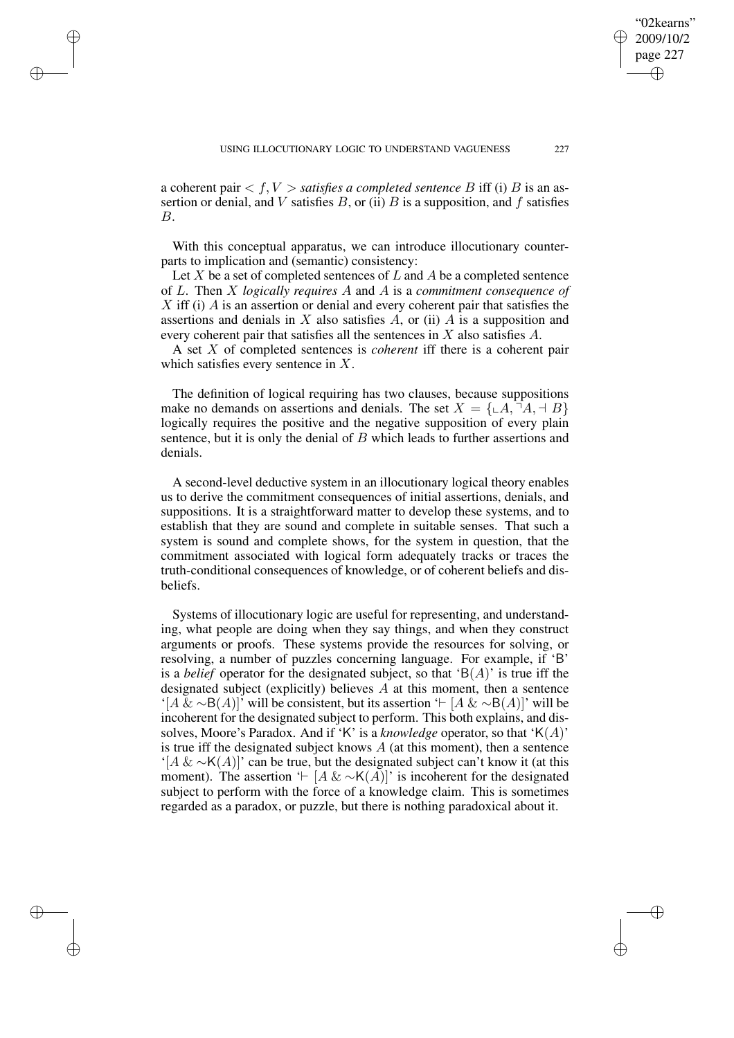a coherent pair $< f, V >$ *satisfies a completed sentence* $B$ iff (i) $B$ is an assertion or denial, and $V$ satisfies $B$, or (ii) $B$ is a supposition, and $f$ satisfies $B$.

With this conceptual apparatus, we can introduce illocutionary counterparts to implication and (semantic) consistency:

Let $X$ be a set of completed sentences of $L$ and $A$ be a completed sentence of $L$. Then $X$ *logically requires* $A$ and $A$ is a *commitment consequence of* $X$ iff (i) $A$ is an assertion or denial and every coherent pair that satisfies the assertions and denials in $X$ also satisfies $A$, or (ii) $A$ is a supposition and every coherent pair that satisfies all the sentences in $X$ also satisfies $A$.

A set $X$ of completed sentences is *coherent* iff there is a coherent pair which satisfies every sentence in $X$.

The definition of logical requiring has two clauses, because suppositions make no demands on assertions and denials. The set $X = \{\llcorner A, \urcorner A, \dashv B\}$ logically requires the positive and the negative supposition of every plain sentence, but it is only the denial of $B$ which leads to further assertions and denials.

A second-level deductive system in an illocutionary logical theory enables us to derive the commitment consequences of initial assertions, denials, and suppositions. It is a straightforward matter to develop these systems, and to establish that they are sound and complete in suitable senses. That such a system is sound and complete shows, for the system in question, that the commitment associated with logical form adequately tracks or traces the truth-conditional consequences of knowledge, or of coherent beliefs and disbeliefs.

Systems of illocutionary logic are useful for representing, and understanding, what people are doing when they say things, and when they construct arguments or proofs. These systems provide the resources for solving, or resolving, a number of puzzles concerning language. For example, if 'B' is a *belief* operator for the designated subject, so that '$\mathsf{B}(A)$' is true iff the designated subject (explicitly) believes $A$ at this moment, then a sentence '$[A \mathbin{\&} {\sim}\mathsf{B}(A)]$' will be consistent, but its assertion '$\vdash [A \mathbin{\&} {\sim}\mathsf{B}(A)]$' will be incoherent for the designated subject to perform. This both explains, and dissolves, Moore's Paradox. And if 'K' is a *knowledge* operator, so that '$\mathsf{K}(A)$' is true iff the designated subject knows $A$ (at this moment), then a sentence '$[A \mathbin{\&} {\sim}\mathsf{K}(A)]$' can be true, but the designated subject can't know it (at this moment). The assertion '$\vdash [A \mathbin{\&} {\sim}\mathsf{K}(A)]$' is incoherent for the designated subject to perform with the force of a knowledge claim. This is sometimes regarded as a paradox, or puzzle, but there is nothing paradoxical about it.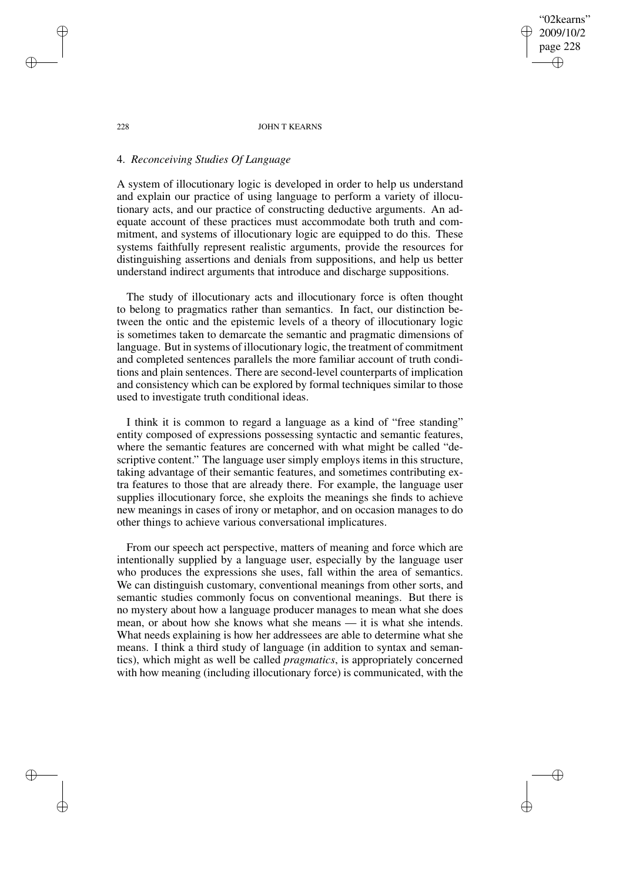## 4. *Reconceiving Studies Of Language*

A system of illocutionary logic is developed in order to help us understand and explain our practice of using language to perform a variety of illocutionary acts, and our practice of constructing deductive arguments. An adequate account of these practices must accommodate both truth and commitment, and systems of illocutionary logic are equipped to do this. These systems faithfully represent realistic arguments, provide the resources for distinguishing assertions and denials from suppositions, and help us better understand indirect arguments that introduce and discharge suppositions.

The study of illocutionary acts and illocutionary force is often thought to belong to pragmatics rather than semantics. In fact, our distinction between the ontic and the epistemic levels of a theory of illocutionary logic is sometimes taken to demarcate the semantic and pragmatic dimensions of language. But in systems of illocutionary logic, the treatment of commitment and completed sentences parallels the more familiar account of truth conditions and plain sentences. There are second-level counterparts of implication and consistency which can be explored by formal techniques similar to those used to investigate truth conditional ideas.

I think it is common to regard a language as a kind of "free standing" entity composed of expressions possessing syntactic and semantic features, where the semantic features are concerned with what might be called "descriptive content." The language user simply employs items in this structure, taking advantage of their semantic features, and sometimes contributing extra features to those that are already there. For example, the language user supplies illocutionary force, she exploits the meanings she finds to achieve new meanings in cases of irony or metaphor, and on occasion manages to do other things to achieve various conversational implicatures.

From our speech act perspective, matters of meaning and force which are intentionally supplied by a language user, especially by the language user who produces the expressions she uses, fall within the area of semantics. We can distinguish customary, conventional meanings from other sorts, and semantic studies commonly focus on conventional meanings. But there is no mystery about how a language producer manages to mean what she does mean, or about how she knows what she means — it is what she intends. What needs explaining is how her addressees are able to determine what she means. I think a third study of language (in addition to syntax and semantics), which might as well be called *pragmatics*, is appropriately concerned with how meaning (including illocutionary force) is communicated, with the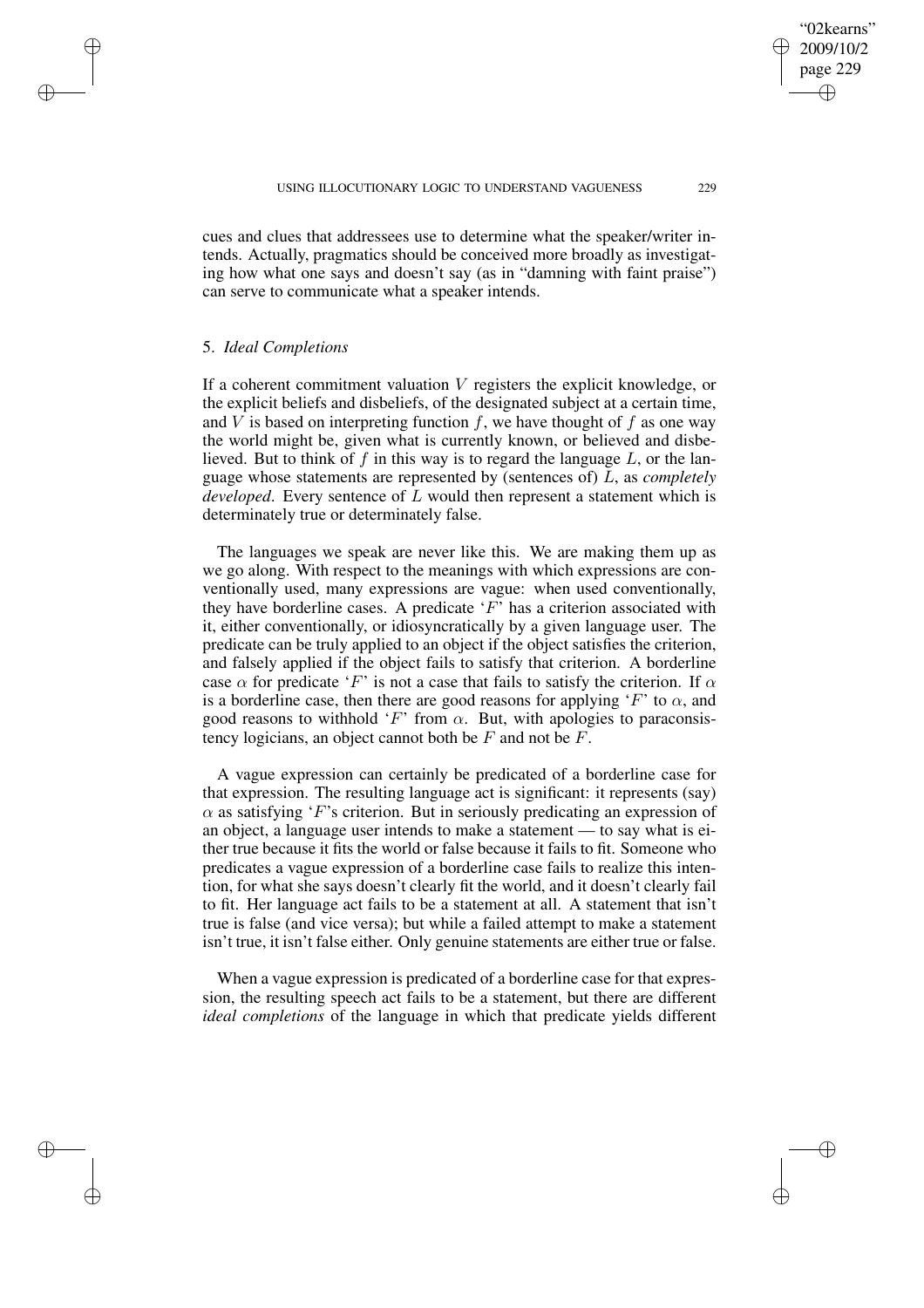cues and clues that addressees use to determine what the speaker/writer intends. Actually, pragmatics should be conceived more broadly as investigating how what one says and doesn't say (as in "damning with faint praise") can serve to communicate what a speaker intends.

## 5. *Ideal Completions*

If a coherent commitment valuation $V$ registers the explicit knowledge, or the explicit beliefs and disbeliefs, of the designated subject at a certain time, and $V$ is based on interpreting function $f$, we have thought of $f$ as one way the world might be, given what is currently known, or believed and disbelieved. But to think of $f$ in this way is to regard the language $L$, or the language whose statements are represented by (sentences of) $L$, as *completely developed*. Every sentence of $L$ would then represent a statement which is determinately true or determinately false.

The languages we speak are never like this. We are making them up as we go along. With respect to the meanings with which expressions are conventionally used, many expressions are vague: when used conventionally, they have borderline cases. A predicate '$F$' has a criterion associated with it, either conventionally, or idiosyncratically by a given language user. The predicate can be truly applied to an object if the object satisfies the criterion, and falsely applied if the object fails to satisfy that criterion. A borderline case $\alpha$ for predicate '$F$' is not a case that fails to satisfy the criterion. If $\alpha$ is a borderline case, then there are good reasons for applying '$F$' to $\alpha$, and good reasons to withhold '$F$' from $\alpha$. But, with apologies to paraconsistency logicians, an object cannot both be $F$ and not be $F$.

A vague expression can certainly be predicated of a borderline case for that expression. The resulting language act is significant: it represents (say) $\alpha$ as satisfying '$F$'s criterion. But in seriously predicating an expression of an object, a language user intends to make a statement — to say what is either true because it fits the world or false because it fails to fit. Someone who predicates a vague expression of a borderline case fails to realize this intention, for what she says doesn't clearly fit the world, and it doesn't clearly fail to fit. Her language act fails to be a statement at all. A statement that isn't true is false (and vice versa); but while a failed attempt to make a statement isn't true, it isn't false either. Only genuine statements are either true or false.

When a vague expression is predicated of a borderline case for that expression, the resulting speech act fails to be a statement, but there are different *ideal completions* of the language in which that predicate yields different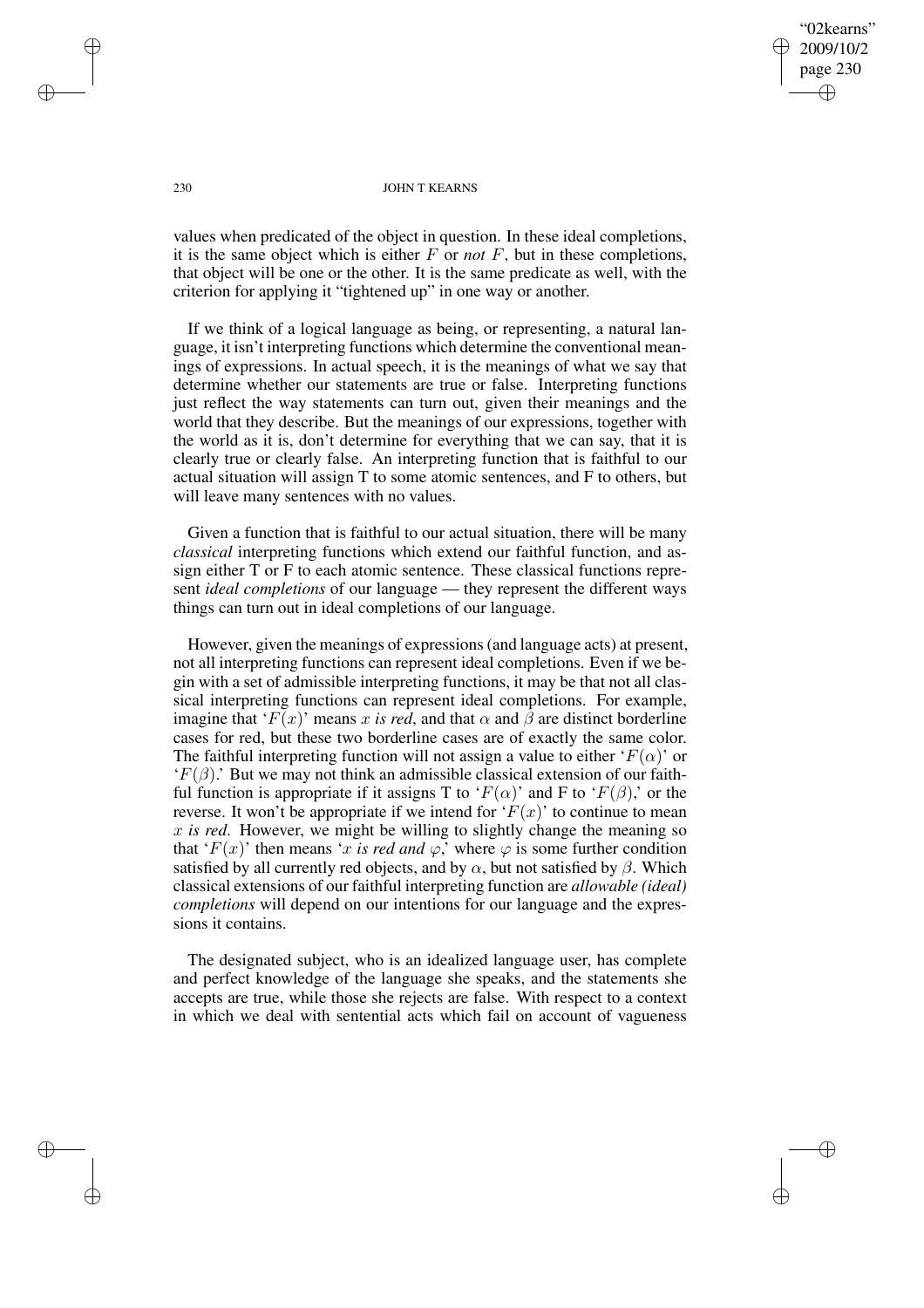values when predicated of the object in question. In these ideal completions, it is the same object which is either $F$ or *not* $F$, but in these completions, that object will be one or the other. It is the same predicate as well, with the criterion for applying it "tightened up" in one way or another.

If we think of a logical language as being, or representing, a natural language, it isn't interpreting functions which determine the conventional meanings of expressions. In actual speech, it is the meanings of what we say that determine whether our statements are true or false. Interpreting functions just reflect the way statements can turn out, given their meanings and the world that they describe. But the meanings of our expressions, together with the world as it is, don't determine for everything that we can say, that it is clearly true or clearly false. An interpreting function that is faithful to our actual situation will assign T to some atomic sentences, and F to others, but will leave many sentences with no values.

Given a function that is faithful to our actual situation, there will be many *classical* interpreting functions which extend our faithful function, and assign either T or F to each atomic sentence. These classical functions represent *ideal completions* of our language — they represent the different ways things can turn out in ideal completions of our language.

However, given the meanings of expressions (and language acts) at present, not all interpreting functions can represent ideal completions. Even if we begin with a set of admissible interpreting functions, it may be that not all classical interpreting functions can represent ideal completions. For example, imagine that '$F(x)$' means $x$ *is red*, and that $\alpha$ and $\beta$ are distinct borderline cases for red, but these two borderline cases are of exactly the same color. The faithful interpreting function will not assign a value to either '$F(\alpha)$' or '$F(\beta)$.' But we may not think an admissible classical extension of our faithful function is appropriate if it assigns T to '$F(\alpha)$' and F to '$F(\beta)$,' or the reverse. It won't be appropriate if we intend for '$F(x)$' to continue to mean $x$ *is red*. However, we might be willing to slightly change the meaning so that '$F(x)$' then means '$x$ *is red and* $\varphi$,' where $\varphi$ is some further condition satisfied by all currently red objects, and by $\alpha$, but not satisfied by $\beta$. Which classical extensions of our faithful interpreting function are *allowable (ideal) completions* will depend on our intentions for our language and the expressions it contains.

The designated subject, who is an idealized language user, has complete and perfect knowledge of the language she speaks, and the statements she accepts are true, while those she rejects are false. With respect to a context in which we deal with sentential acts which fail on account of vagueness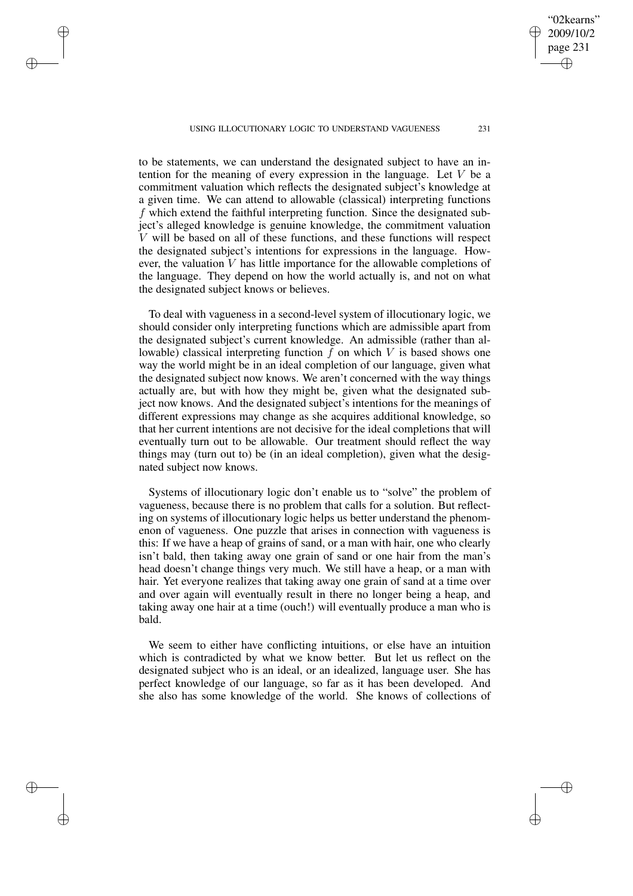to be statements, we can understand the designated subject to have an intention for the meaning of every expression in the language. Let $V$ be a commitment valuation which reflects the designated subject's knowledge at a given time. We can attend to allowable (classical) interpreting functions $f$ which extend the faithful interpreting function. Since the designated subject's alleged knowledge is genuine knowledge, the commitment valuation $V$ will be based on all of these functions, and these functions will respect the designated subject's intentions for expressions in the language. However, the valuation $V$ has little importance for the allowable completions of the language. They depend on how the world actually is, and not on what the designated subject knows or believes.

To deal with vagueness in a second-level system of illocutionary logic, we should consider only interpreting functions which are admissible apart from the designated subject's current knowledge. An admissible (rather than allowable) classical interpreting function $f$ on which $V$ is based shows one way the world might be in an ideal completion of our language, given what the designated subject now knows. We aren't concerned with the way things actually are, but with how they might be, given what the designated subject now knows. And the designated subject's intentions for the meanings of different expressions may change as she acquires additional knowledge, so that her current intentions are not decisive for the ideal completions that will eventually turn out to be allowable. Our treatment should reflect the way things may (turn out to) be (in an ideal completion), given what the designated subject now knows.

Systems of illocutionary logic don't enable us to "solve" the problem of vagueness, because there is no problem that calls for a solution. But reflecting on systems of illocutionary logic helps us better understand the phenomenon of vagueness. One puzzle that arises in connection with vagueness is this: If we have a heap of grains of sand, or a man with hair, one who clearly isn't bald, then taking away one grain of sand or one hair from the man's head doesn't change things very much. We still have a heap, or a man with hair. Yet everyone realizes that taking away one grain of sand at a time over and over again will eventually result in there no longer being a heap, and taking away one hair at a time (ouch!) will eventually produce a man who is bald.

We seem to either have conflicting intuitions, or else have an intuition which is contradicted by what we know better. But let us reflect on the designated subject who is an ideal, or an idealized, language user. She has perfect knowledge of our language, so far as it has been developed. And she also has some knowledge of the world. She knows of collections of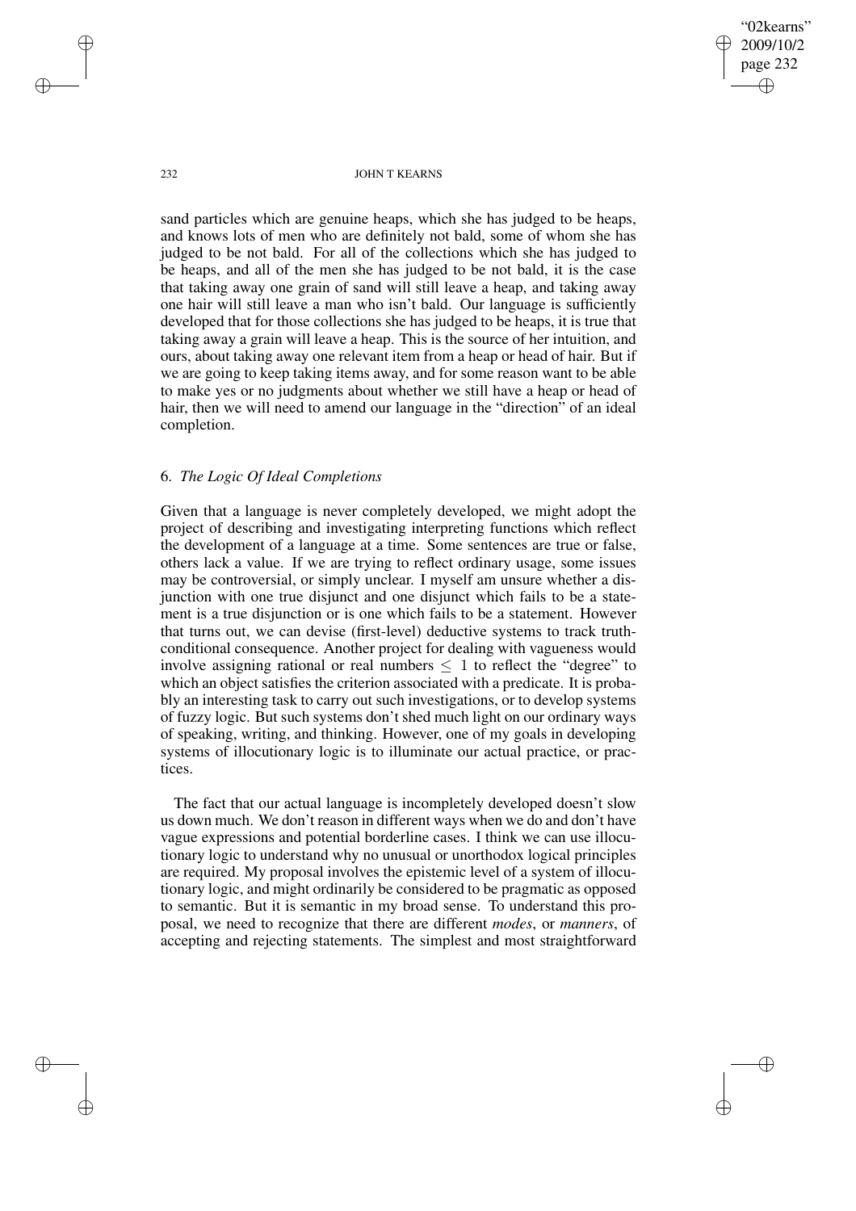sand particles which are genuine heaps, which she has judged to be heaps, and knows lots of men who are definitely not bald, some of whom she has judged to be not bald. For all of the collections which she has judged to be heaps, and all of the men she has judged to be not bald, it is the case that taking away one grain of sand will still leave a heap, and taking away one hair will still leave a man who isn't bald. Our language is sufficiently developed that for those collections she has judged to be heaps, it is true that taking away a grain will leave a heap. This is the source of her intuition, and ours, about taking away one relevant item from a heap or head of hair. But if we are going to keep taking items away, and for some reason want to be able to make yes or no judgments about whether we still have a heap or head of hair, then we will need to amend our language in the "direction" of an ideal completion.

## 6. *The Logic Of Ideal Completions*

Given that a language is never completely developed, we might adopt the project of describing and investigating interpreting functions which reflect the development of a language at a time. Some sentences are true or false, others lack a value. If we are trying to reflect ordinary usage, some issues may be controversial, or simply unclear. I myself am unsure whether a disjunction with one true disjunct and one disjunct which fails to be a statement is a true disjunction or is one which fails to be a statement. However that turns out, we can devise (first-level) deductive systems to track truth-conditional consequence. Another project for dealing with vagueness would involve assigning rational or real numbers $\leq 1$ to reflect the "degree" to which an object satisfies the criterion associated with a predicate. It is probably an interesting task to carry out such investigations, or to develop systems of fuzzy logic. But such systems don't shed much light on our ordinary ways of speaking, writing, and thinking. However, one of my goals in developing systems of illocutionary logic is to illuminate our actual practice, or practices.

The fact that our actual language is incompletely developed doesn't slow us down much. We don't reason in different ways when we do and don't have vague expressions and potential borderline cases. I think we can use illocutionary logic to understand why no unusual or unorthodox logical principles are required. My proposal involves the epistemic level of a system of illocutionary logic, and might ordinarily be considered to be pragmatic as opposed to semantic. But it is semantic in my broad sense. To understand this proposal, we need to recognize that there are different *modes*, or *manners*, of accepting and rejecting statements. The simplest and most straightforward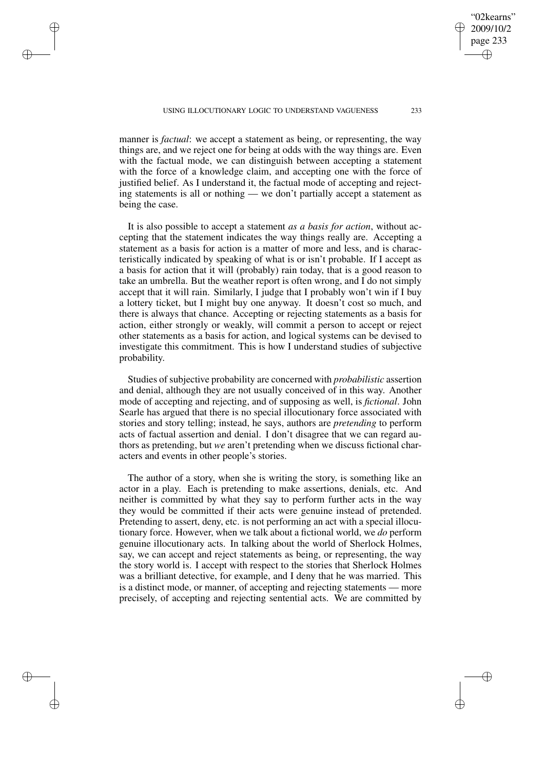manner is *factual*: we accept a statement as being, or representing, the way things are, and we reject one for being at odds with the way things are. Even with the factual mode, we can distinguish between accepting a statement with the force of a knowledge claim, and accepting one with the force of justified belief. As I understand it, the factual mode of accepting and rejecting statements is all or nothing — we don't partially accept a statement as being the case.

It is also possible to accept a statement *as a basis for action*, without accepting that the statement indicates the way things really are. Accepting a statement as a basis for action is a matter of more and less, and is characteristically indicated by speaking of what is or isn't probable. If I accept as a basis for action that it will (probably) rain today, that is a good reason to take an umbrella. But the weather report is often wrong, and I do not simply accept that it will rain. Similarly, I judge that I probably won't win if I buy a lottery ticket, but I might buy one anyway. It doesn't cost so much, and there is always that chance. Accepting or rejecting statements as a basis for action, either strongly or weakly, will commit a person to accept or reject other statements as a basis for action, and logical systems can be devised to investigate this commitment. This is how I understand studies of subjective probability.

Studies of subjective probability are concerned with *probabilistic* assertion and denial, although they are not usually conceived of in this way. Another mode of accepting and rejecting, and of supposing as well, is *fictional*. John Searle has argued that there is no special illocutionary force associated with stories and story telling; instead, he says, authors are *pretending* to perform acts of factual assertion and denial. I don't disagree that we can regard authors as pretending, but *we* aren't pretending when we discuss fictional characters and events in other people's stories.

The author of a story, when she is writing the story, is something like an actor in a play. Each is pretending to make assertions, denials, etc. And neither is committed by what they say to perform further acts in the way they would be committed if their acts were genuine instead of pretended. Pretending to assert, deny, etc. is not performing an act with a special illocutionary force. However, when we talk about a fictional world, we *do* perform genuine illocutionary acts. In talking about the world of Sherlock Holmes, say, we can accept and reject statements as being, or representing, the way the story world is. I accept with respect to the stories that Sherlock Holmes was a brilliant detective, for example, and I deny that he was married. This is a distinct mode, or manner, of accepting and rejecting statements — more precisely, of accepting and rejecting sentential acts. We are committed by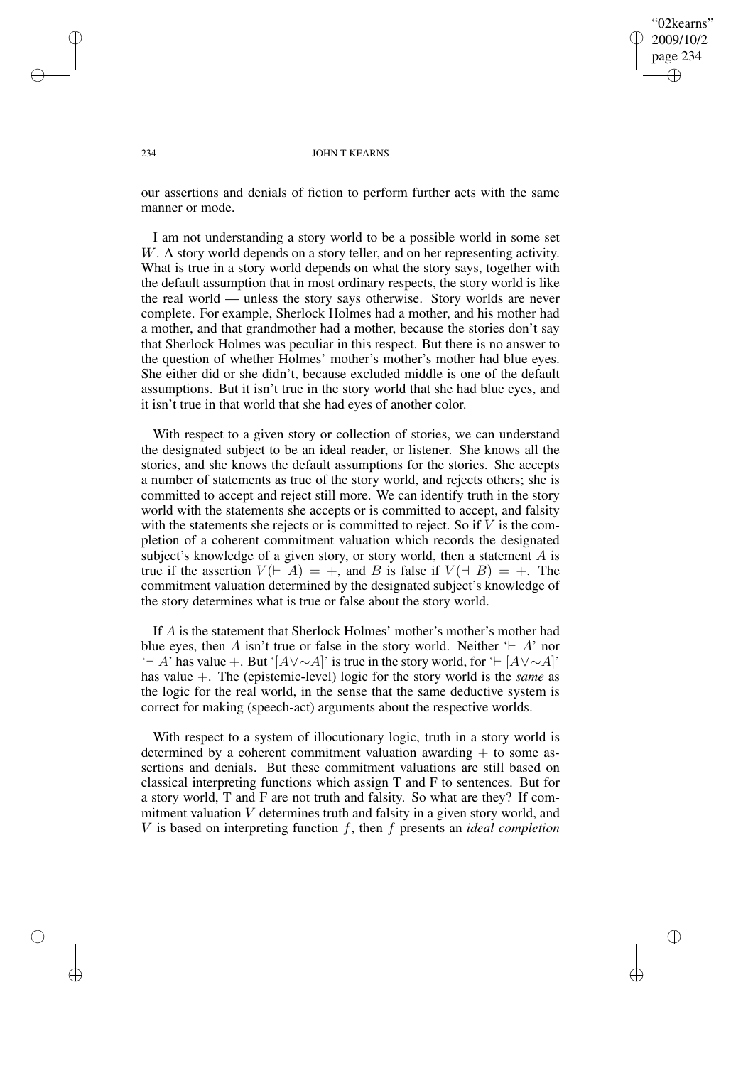our assertions and denials of fiction to perform further acts with the same manner or mode.

I am not understanding a story world to be a possible world in some set $W$. A story world depends on a story teller, and on her representing activity. What is true in a story world depends on what the story says, together with the default assumption that in most ordinary respects, the story world is like the real world — unless the story says otherwise. Story worlds are never complete. For example, Sherlock Holmes had a mother, and his mother had a mother, and that grandmother had a mother, because the stories don't say that Sherlock Holmes was peculiar in this respect. But there is no answer to the question of whether Holmes' mother's mother's mother had blue eyes. She either did or she didn't, because excluded middle is one of the default assumptions. But it isn't true in the story world that she had blue eyes, and it isn't true in that world that she had eyes of another color.

With respect to a given story or collection of stories, we can understand the designated subject to be an ideal reader, or listener. She knows all the stories, and she knows the default assumptions for the stories. She accepts a number of statements as true of the story world, and rejects others; she is committed to accept and reject still more. We can identify truth in the story world with the statements she accepts or is committed to accept, and falsity with the statements she rejects or is committed to reject. So if $V$ is the completion of a coherent commitment valuation which records the designated subject's knowledge of a given story, or story world, then a statement $A$ is true if the assertion $V(\vdash A) = +$, and $B$ is false if $V(\dashv B) = +$. The commitment valuation determined by the designated subject's knowledge of the story determines what is true or false about the story world.

If $A$ is the statement that Sherlock Holmes' mother's mother's mother had blue eyes, then $A$ isn't true or false in the story world. Neither '$\vdash A$' nor '$\dashv A$' has value $+$. But '$[A \vee \sim A]$' is true in the story world, for '$\vdash [A \vee \sim A]$' has value $+$. The (epistemic-level) logic for the story world is the *same* as the logic for the real world, in the sense that the same deductive system is correct for making (speech-act) arguments about the respective worlds.

With respect to a system of illocutionary logic, truth in a story world is determined by a coherent commitment valuation awarding $+$ to some assertions and denials. But these commitment valuations are still based on classical interpreting functions which assign T and F to sentences. But for a story world, T and F are not truth and falsity. So what are they? If commitment valuation $V$ determines truth and falsity in a given story world, and $V$ is based on interpreting function $f$, then $f$ presents an *ideal completion*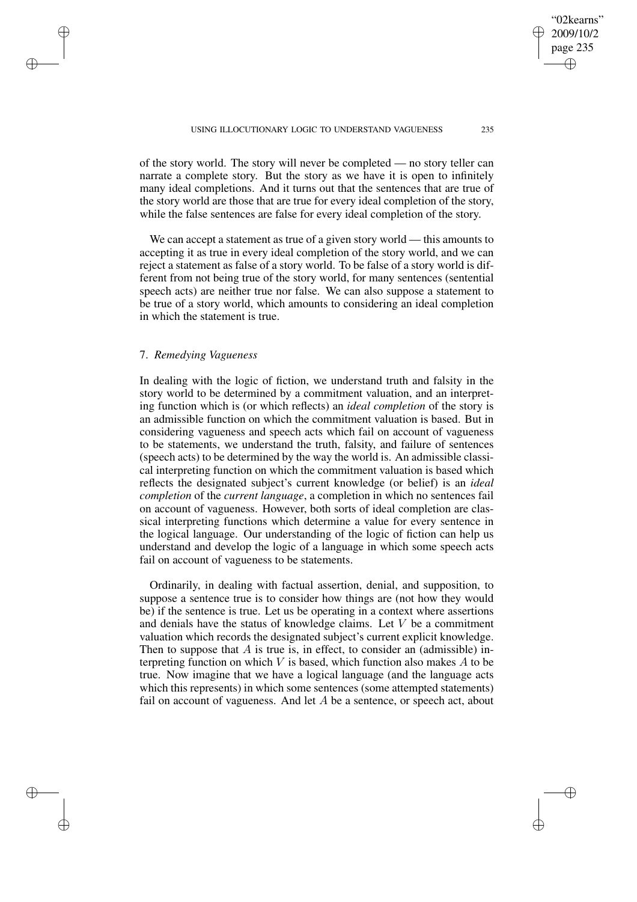of the story world. The story will never be completed — no story teller can narrate a complete story. But the story as we have it is open to infinitely many ideal completions. And it turns out that the sentences that are true of the story world are those that are true for every ideal completion of the story, while the false sentences are false for every ideal completion of the story.

We can accept a statement as true of a given story world — this amounts to accepting it as true in every ideal completion of the story world, and we can reject a statement as false of a story world. To be false of a story world is different from not being true of the story world, for many sentences (sentential speech acts) are neither true nor false. We can also suppose a statement to be true of a story world, which amounts to considering an ideal completion in which the statement is true.

## 7. *Remedying Vagueness*

In dealing with the logic of fiction, we understand truth and falsity in the story world to be determined by a commitment valuation, and an interpreting function which is (or which reflects) an *ideal completion* of the story is an admissible function on which the commitment valuation is based. But in considering vagueness and speech acts which fail on account of vagueness to be statements, we understand the truth, falsity, and failure of sentences (speech acts) to be determined by the way the world is. An admissible classical interpreting function on which the commitment valuation is based which reflects the designated subject's current knowledge (or belief) is an *ideal completion* of the *current language*, a completion in which no sentences fail on account of vagueness. However, both sorts of ideal completion are classical interpreting functions which determine a value for every sentence in the logical language. Our understanding of the logic of fiction can help us understand and develop the logic of a language in which some speech acts fail on account of vagueness to be statements.

Ordinarily, in dealing with factual assertion, denial, and supposition, to suppose a sentence true is to consider how things are (not how they would be) if the sentence is true. Let us be operating in a context where assertions and denials have the status of knowledge claims. Let $V$ be a commitment valuation which records the designated subject's current explicit knowledge. Then to suppose that $A$ is true is, in effect, to consider an (admissible) interpreting function on which $V$ is based, which function also makes $A$ to be true. Now imagine that we have a logical language (and the language acts which this represents) in which some sentences (some attempted statements) fail on account of vagueness. And let $A$ be a sentence, or speech act, about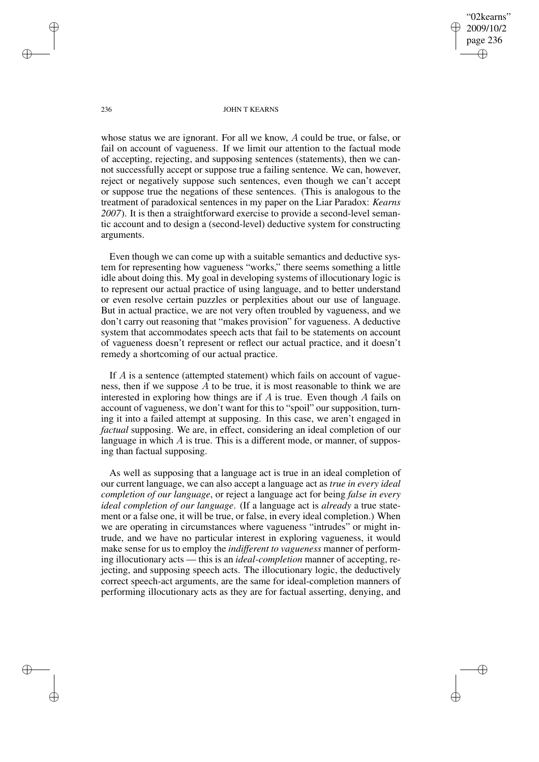whose status we are ignorant. For all we know, $A$ could be true, or false, or fail on account of vagueness. If we limit our attention to the factual mode of accepting, rejecting, and supposing sentences (statements), then we cannot successfully accept or suppose true a failing sentence. We can, however, reject or negatively suppose such sentences, even though we can't accept or suppose true the negations of these sentences. (This is analogous to the treatment of paradoxical sentences in my paper on the Liar Paradox: *Kearns 2007*). It is then a straightforward exercise to provide a second-level semantic account and to design a (second-level) deductive system for constructing arguments.

Even though we can come up with a suitable semantics and deductive system for representing how vagueness "works," there seems something a little idle about doing this. My goal in developing systems of illocutionary logic is to represent our actual practice of using language, and to better understand or even resolve certain puzzles or perplexities about our use of language. But in actual practice, we are not very often troubled by vagueness, and we don't carry out reasoning that "makes provision" for vagueness. A deductive system that accommodates speech acts that fail to be statements on account of vagueness doesn't represent or reflect our actual practice, and it doesn't remedy a shortcoming of our actual practice.

If $A$ is a sentence (attempted statement) which fails on account of vagueness, then if we suppose $A$ to be true, it is most reasonable to think we are interested in exploring how things are if $A$ is true. Even though $A$ fails on account of vagueness, we don't want for this to "spoil" our supposition, turning it into a failed attempt at supposing. In this case, we aren't engaged in *factual* supposing. We are, in effect, considering an ideal completion of our language in which $A$ is true. This is a different mode, or manner, of supposing than factual supposing.

As well as supposing that a language act is true in an ideal completion of our current language, we can also accept a language act as *true in every ideal completion of our language*, or reject a language act for being *false in every ideal completion of our language*. (If a language act is *already* a true statement or a false one, it will be true, or false, in every ideal completion.) When we are operating in circumstances where vagueness "intrudes" or might intrude, and we have no particular interest in exploring vagueness, it would make sense for us to employ the *indifferent to vagueness* manner of performing illocutionary acts — this is an *ideal-completion* manner of accepting, rejecting, and supposing speech acts. The illocutionary logic, the deductively correct speech-act arguments, are the same for ideal-completion manners of performing illocutionary acts as they are for factual asserting, denying, and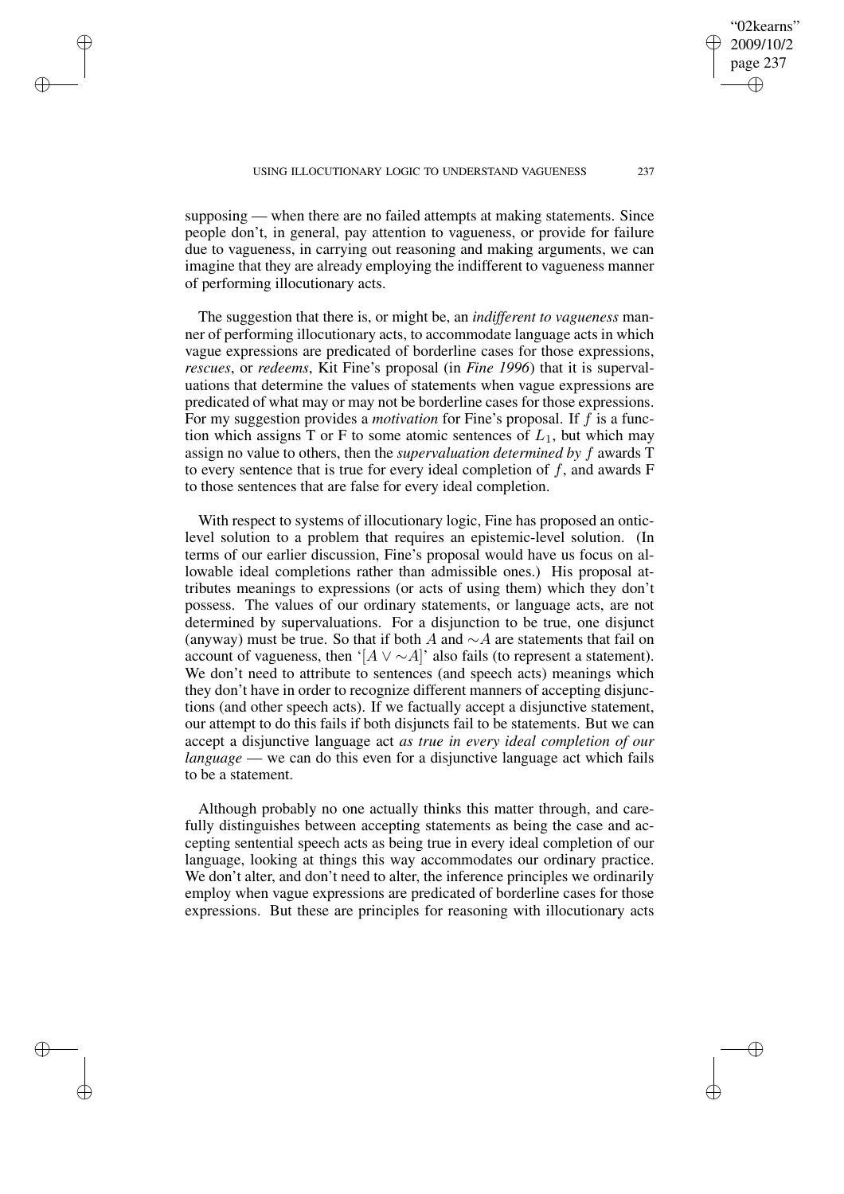supposing — when there are no failed attempts at making statements. Since people don't, in general, pay attention to vagueness, or provide for failure due to vagueness, in carrying out reasoning and making arguments, we can imagine that they are already employing the indifferent to vagueness manner of performing illocutionary acts.

The suggestion that there is, or might be, an *indifferent to vagueness* manner of performing illocutionary acts, to accommodate language acts in which vague expressions are predicated of borderline cases for those expressions, *rescues*, or *redeems*, Kit Fine's proposal (in *Fine 1996*) that it is supervaluations that determine the values of statements when vague expressions are predicated of what may or may not be borderline cases for those expressions. For my suggestion provides a *motivation* for Fine's proposal. If $f$ is a function which assigns T or F to some atomic sentences of $L_1$, but which may assign no value to others, then the *supervaluation determined by* $f$ awards T to every sentence that is true for every ideal completion of $f$, and awards F to those sentences that are false for every ideal completion.

With respect to systems of illocutionary logic, Fine has proposed an ontic-level solution to a problem that requires an epistemic-level solution. (In terms of our earlier discussion, Fine's proposal would have us focus on allowable ideal completions rather than admissible ones.) His proposal attributes meanings to expressions (or acts of using them) which they don't possess. The values of our ordinary statements, or language acts, are not determined by supervaluations. For a disjunction to be true, one disjunct (anyway) must be true. So that if both $A$ and $\sim A$ are statements that fail on account of vagueness, then '$[A \vee \sim A]$' also fails (to represent a statement). We don't need to attribute to sentences (and speech acts) meanings which they don't have in order to recognize different manners of accepting disjunctions (and other speech acts). If we factually accept a disjunctive statement, our attempt to do this fails if both disjuncts fail to be statements. But we can accept a disjunctive language act *as true in every ideal completion of our language* — we can do this even for a disjunctive language act which fails to be a statement.

Although probably no one actually thinks this matter through, and carefully distinguishes between accepting statements as being the case and accepting sentential speech acts as being true in every ideal completion of our language, looking at things this way accommodates our ordinary practice. We don't alter, and don't need to alter, the inference principles we ordinarily employ when vague expressions are predicated of borderline cases for those expressions. But these are principles for reasoning with illocutionary acts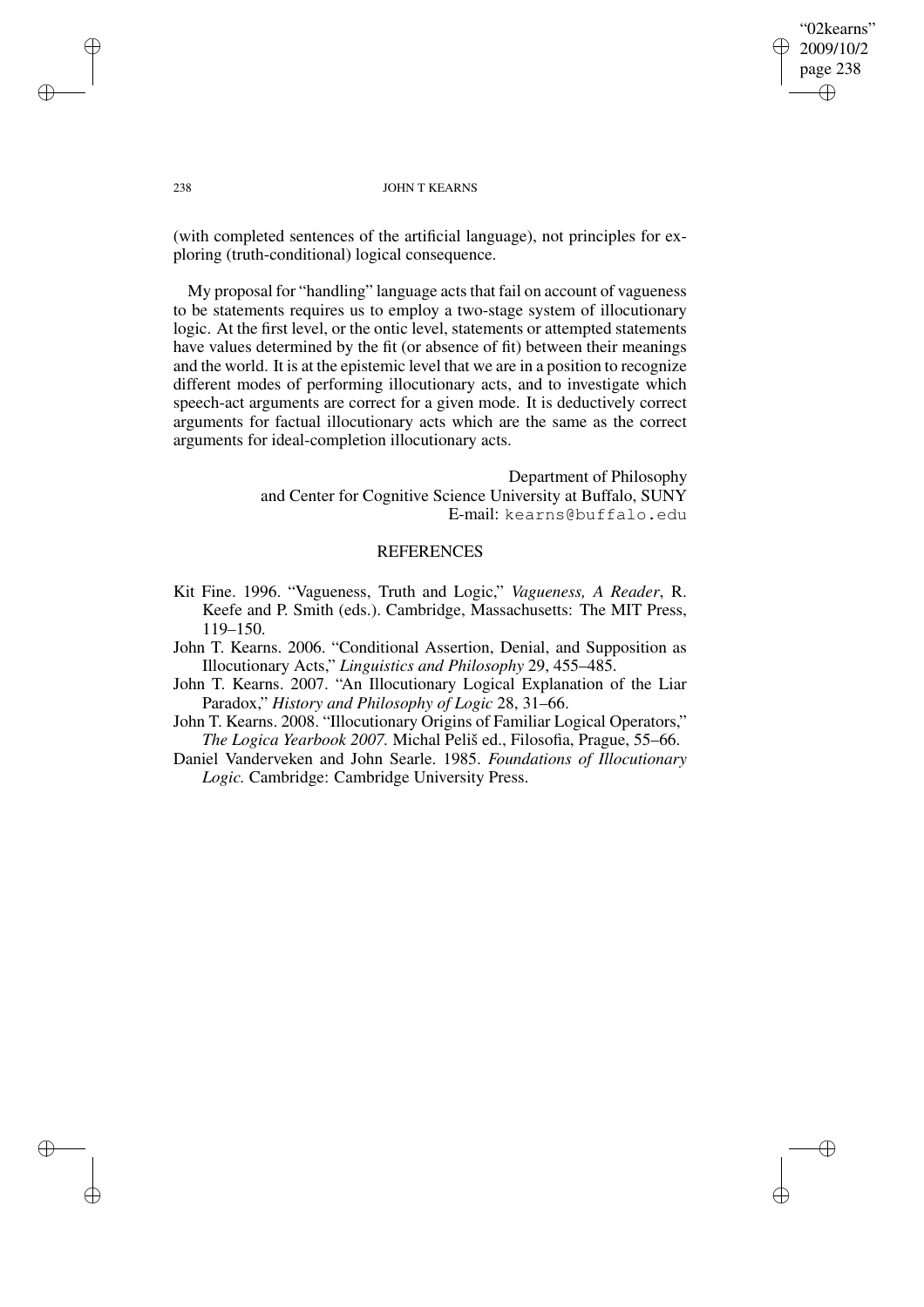(with completed sentences of the artificial language), not principles for exploring (truth-conditional) logical consequence.

My proposal for "handling" language acts that fail on account of vagueness to be statements requires us to employ a two-stage system of illocutionary logic. At the first level, or the ontic level, statements or attempted statements have values determined by the fit (or absence of fit) between their meanings and the world. It is at the epistemic level that we are in a position to recognize different modes of performing illocutionary acts, and to investigate which speech-act arguments are correct for a given mode. It is deductively correct arguments for factual illocutionary acts which are the same as the correct arguments for ideal-completion illocutionary acts.

Department of Philosophy
and Center for Cognitive Science University at Buffalo, SUNY
E-mail: kearns@buffalo.edu

## REFERENCES

Kit Fine. 1996. "Vagueness, Truth and Logic," *Vagueness, A Reader*, R. Keefe and P. Smith (eds.). Cambridge, Massachusetts: The MIT Press, 119–150.

John T. Kearns. 2006. "Conditional Assertion, Denial, and Supposition as Illocutionary Acts," *Linguistics and Philosophy* 29, 455–485.

John T. Kearns. 2007. "An Illocutionary Logical Explanation of the Liar Paradox," *History and Philosophy of Logic* 28, 31–66.

John T. Kearns. 2008. "Illocutionary Origins of Familiar Logical Operators," *The Logica Yearbook 2007.* Michal Peliš ed., Filosofia, Prague, 55–66.

Daniel Vanderveken and John Searle. 1985. *Foundations of Illocutionary Logic.* Cambridge: Cambridge University Press.